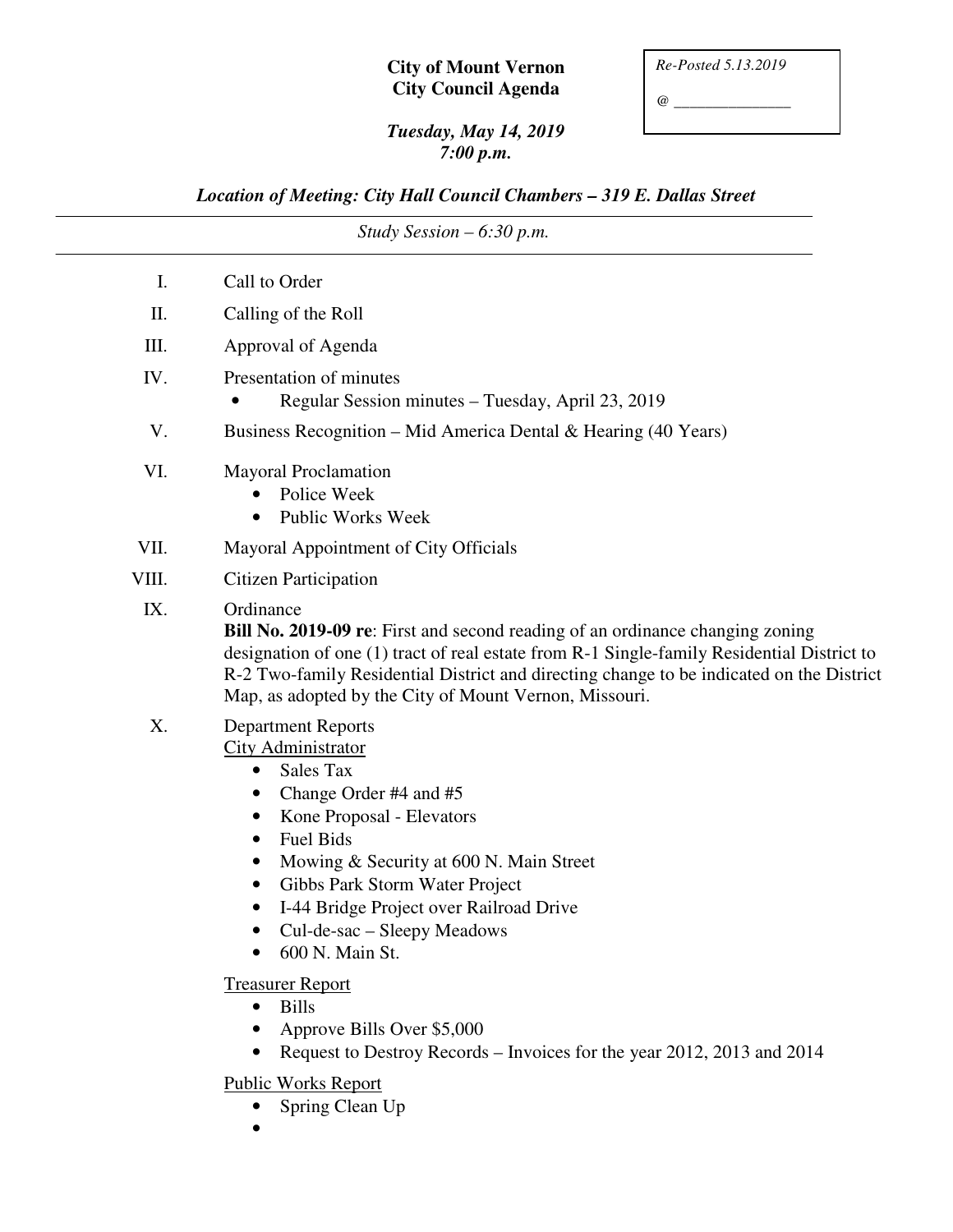*Re-Posted 5.13.2019*

*@ _______________*

# City of Mount Vernon
## City Council Agenda

***Tuesday, May 14, 2019***
***7:00 p.m.***

***Location of Meeting: City Hall Council Chambers – 319 E. Dallas Street***

---

*Study Session – 6:30 p.m.*

---

I. Call to Order

II. Calling of the Roll

III. Approval of Agenda

IV. Presentation of minutes
- Regular Session minutes – Tuesday, April 23, 2019

V. Business Recognition – Mid America Dental & Hearing (40 Years)

VI. Mayoral Proclamation
- Police Week
- Public Works Week

VII. Mayoral Appointment of City Officials

VIII. Citizen Participation

IX. Ordinance
**Bill No. 2019-09 re**: First and second reading of an ordinance changing zoning designation of one (1) tract of real estate from R-1 Single-family Residential District to R-2 Two-family Residential District and directing change to be indicated on the District Map, as adopted by the City of Mount Vernon, Missouri.

X. Department Reports

<u>City Administrator</u>
- Sales Tax
- Change Order #4 and #5
- Kone Proposal - Elevators
- Fuel Bids
- Mowing & Security at 600 N. Main Street
- Gibbs Park Storm Water Project
- I-44 Bridge Project over Railroad Drive
- Cul-de-sac – Sleepy Meadows
- 600 N. Main St.

<u>Treasurer Report</u>
- Bills
- Approve Bills Over $5,000
- Request to Destroy Records – Invoices for the year 2012, 2013 and 2014

<u>Public Works Report</u>
- Spring Clean Up
-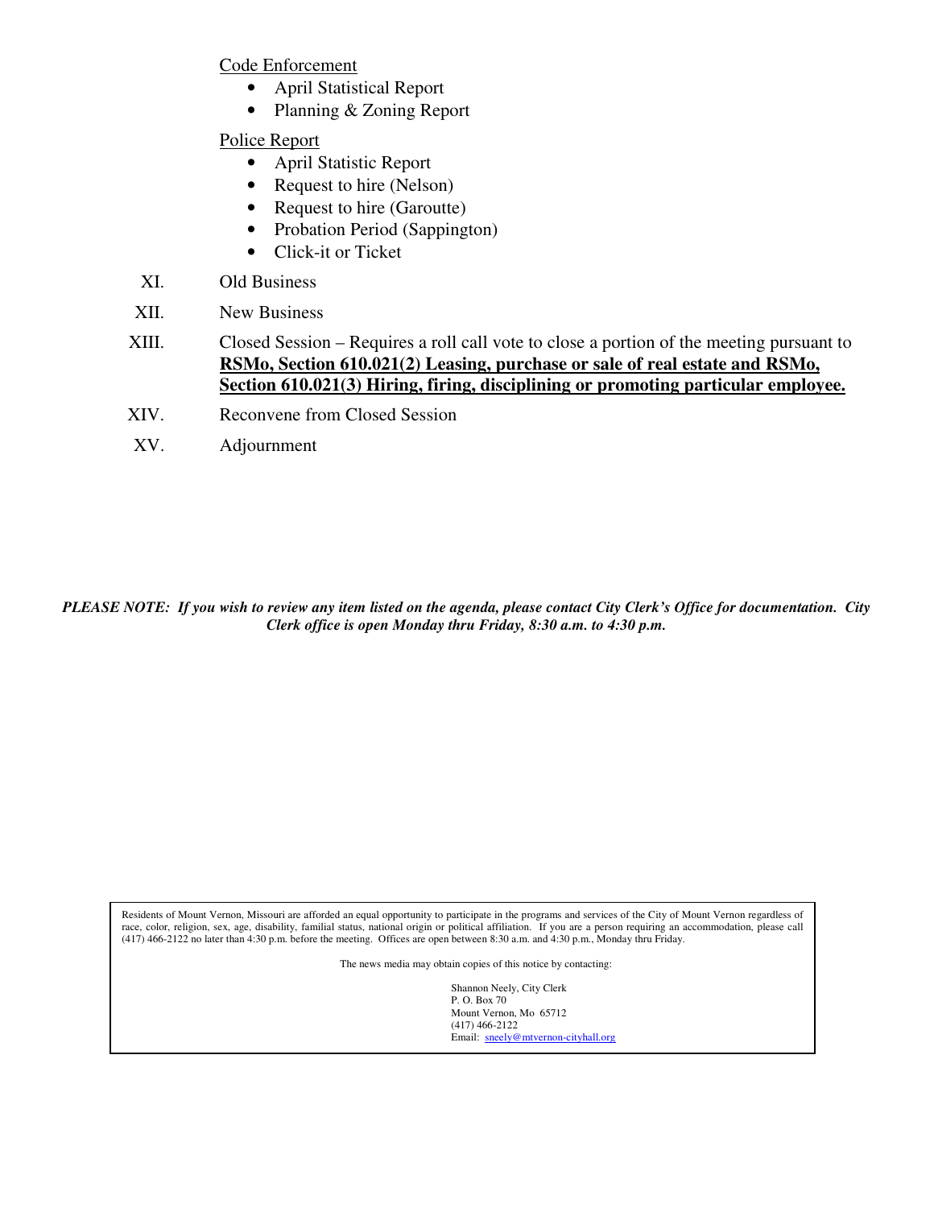Code Enforcement

- April Statistical Report
- Planning & Zoning Report

Police Report

- April Statistic Report
- Request to hire (Nelson)
- Request to hire (Garoutte)
- Probation Period (Sappington)
- Click-it or Ticket

XI. Old Business

XII. New Business

XIII. Closed Session – Requires a roll call vote to close a portion of the meeting pursuant to **RSMo, Section 610.021(2) Leasing, purchase or sale of real estate and RSMo, Section 610.021(3) Hiring, firing, disciplining or promoting particular employee.**

XIV. Reconvene from Closed Session

XV. Adjournment

***PLEASE NOTE: If you wish to review any item listed on the agenda, please contact City Clerk's Office for documentation. City Clerk office is open Monday thru Friday, 8:30 a.m. to 4:30 p.m.***

Residents of Mount Vernon, Missouri are afforded an equal opportunity to participate in the programs and services of the City of Mount Vernon regardless of race, color, religion, sex, age, disability, familial status, national origin or political affiliation. If you are a person requiring an accommodation, please call (417) 466-2122 no later than 4:30 p.m. before the meeting. Offices are open between 8:30 a.m. and 4:30 p.m., Monday thru Friday.

The news media may obtain copies of this notice by contacting:

Shannon Neely, City Clerk
P. O. Box 70
Mount Vernon, Mo 65712
(417) 466-2122
Email: sneely@mtvernon-cityhall.org